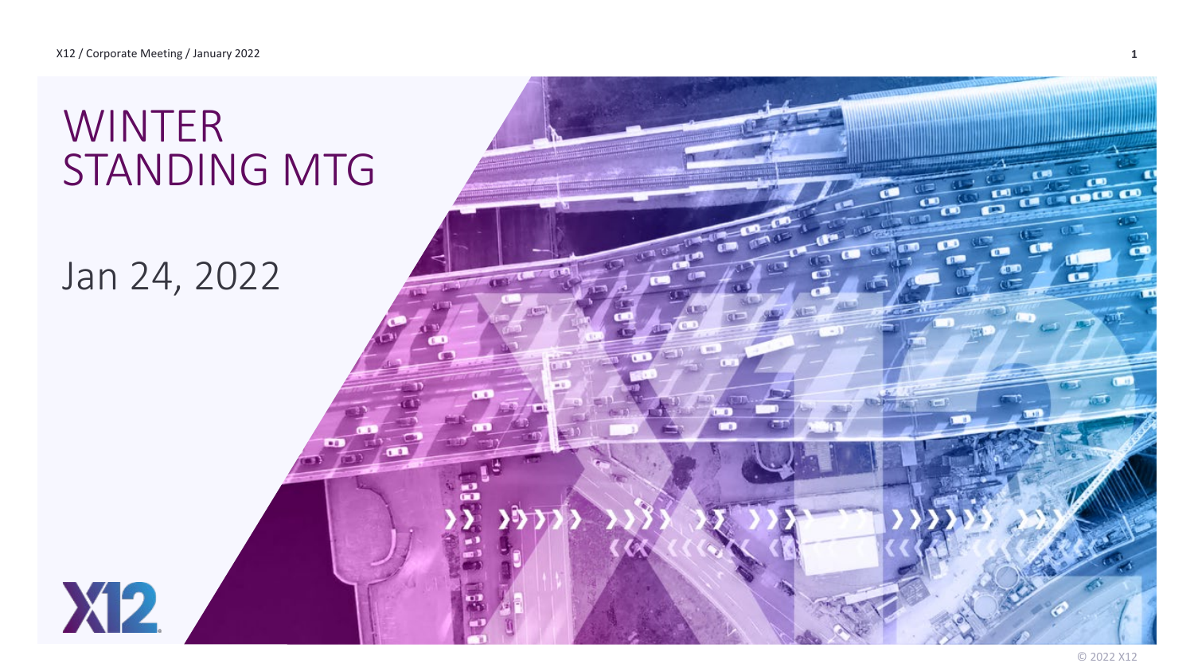# WINTER STANDING MTG

Jan 24, 2022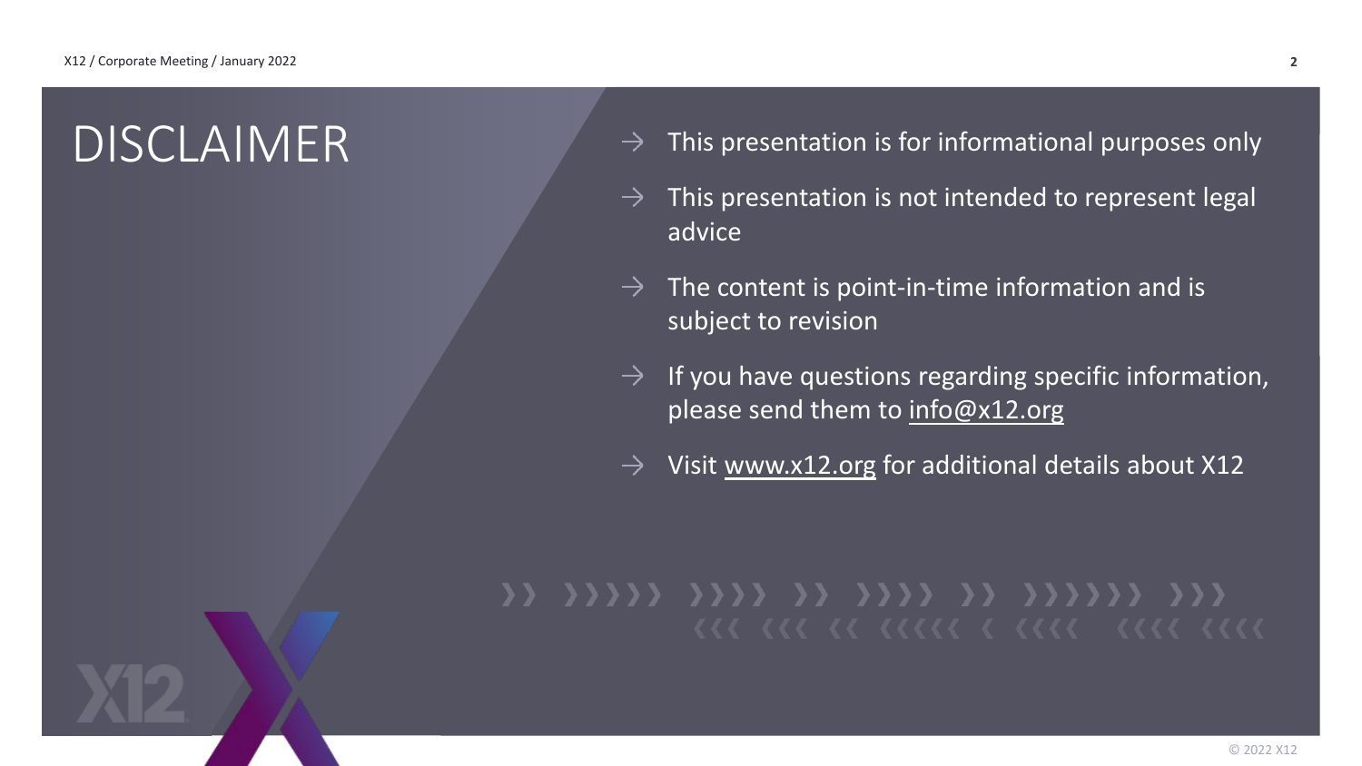# DISCLAIMER

- This presentation is for informational purposes only
- This presentation is not intended to represent legal advice
- The content is point-in-time information and is subject to revision
- If you have questions regarding specific information, please send them to info@x12.org
- Visit www.x12.org for additional details about X12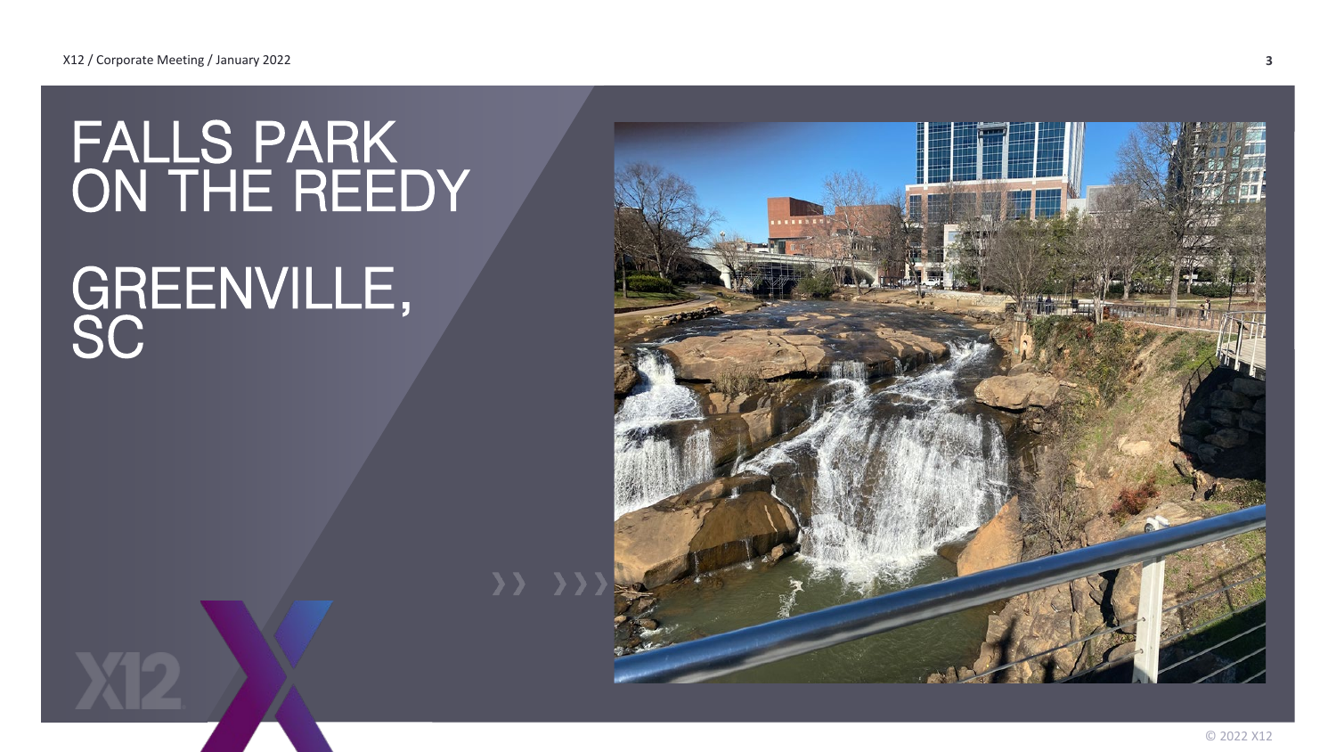# FALLS PARK ON THE REEDY

# GREENVILLE, SC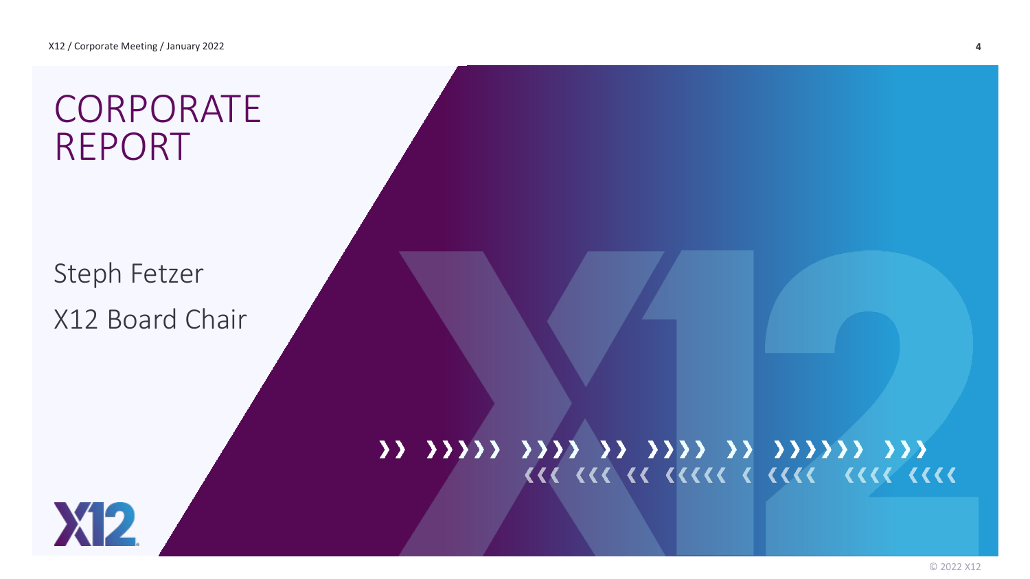# CORPORATE REPORT

Steph Fetzer

X12 Board Chair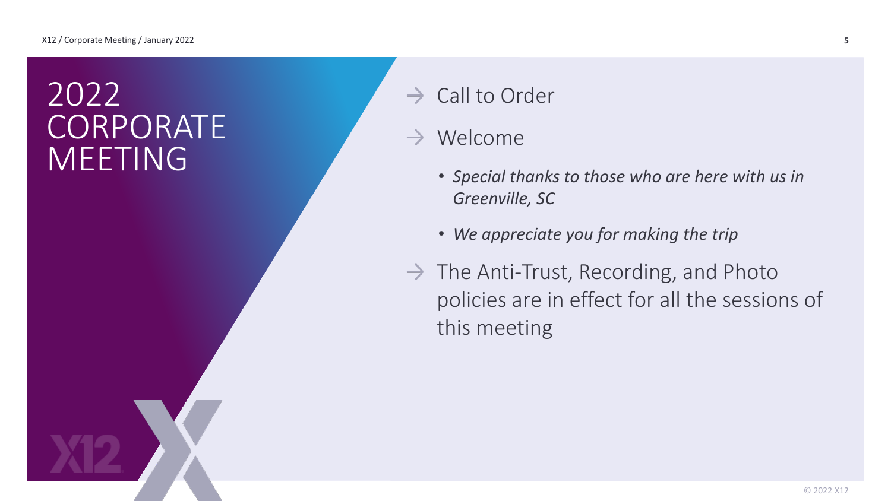# 2022 CORPORATE MEETING

- Call to Order
- Welcome
  - *Special thanks to those who are here with us in Greenville, SC*
  - *We appreciate you for making the trip*
- The Anti-Trust, Recording, and Photo policies are in effect for all the sessions of this meeting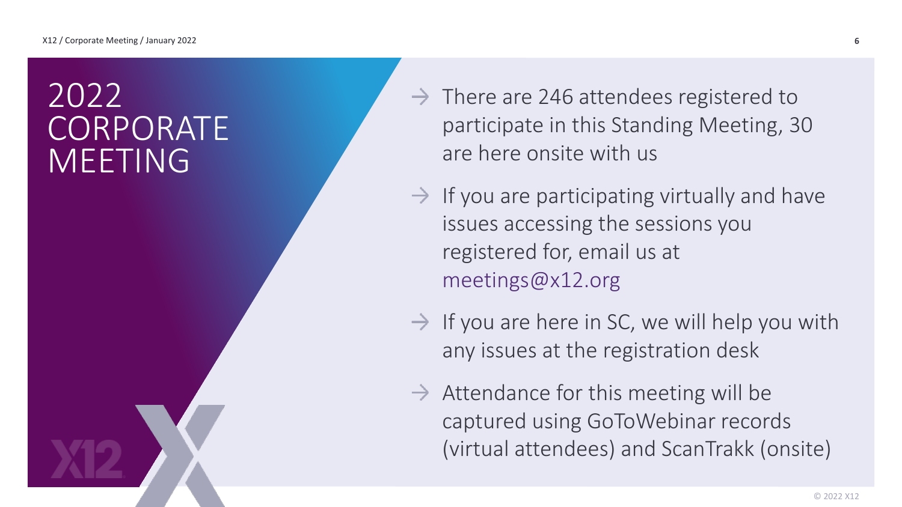# 2022 CORPORATE MEETING

- There are 246 attendees registered to participate in this Standing Meeting, 30 are here onsite with us
- If you are participating virtually and have issues accessing the sessions you registered for, email us at meetings@x12.org
- If you are here in SC, we will help you with any issues at the registration desk
- Attendance for this meeting will be captured using GoToWebinar records (virtual attendees) and ScanTrakk (onsite)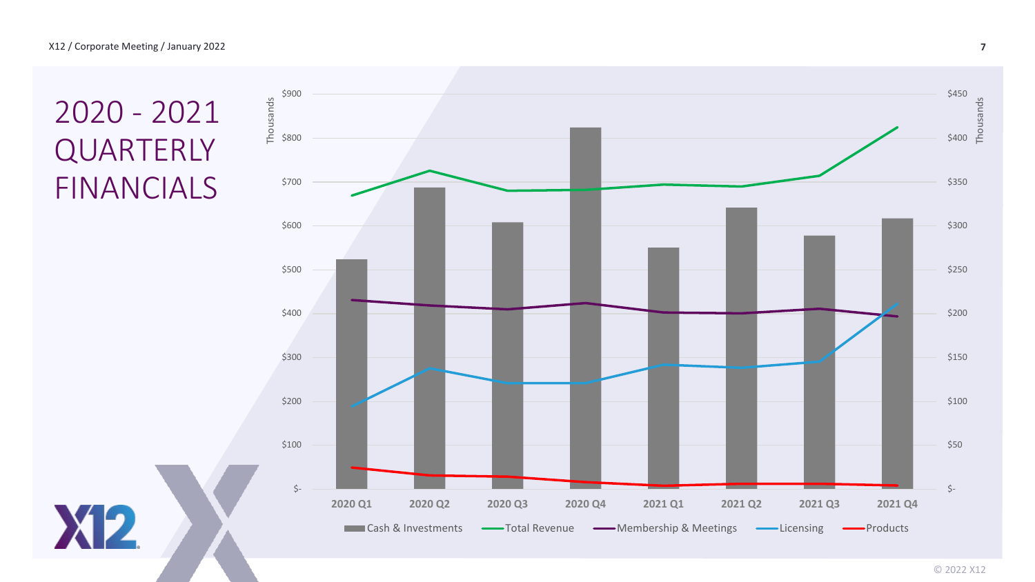# 2020 - 2021 QUARTERLY FINANCIALS

Thousands (left axis): $-, $100, $200, $300, $400, $500, $600, $700, $800, $900

Thousands (right axis): $-, $50, $100, $150, $200, $250, $300, $350, $400, $450

2020 Q1 | 2020 Q2 | 2020 Q3 | 2020 Q4 | 2021 Q1 | 2021 Q2 | 2021 Q3 | 2021 Q4

Cash & Investments | Total Revenue | Membership & Meetings | Licensing | Products

© 2022 X12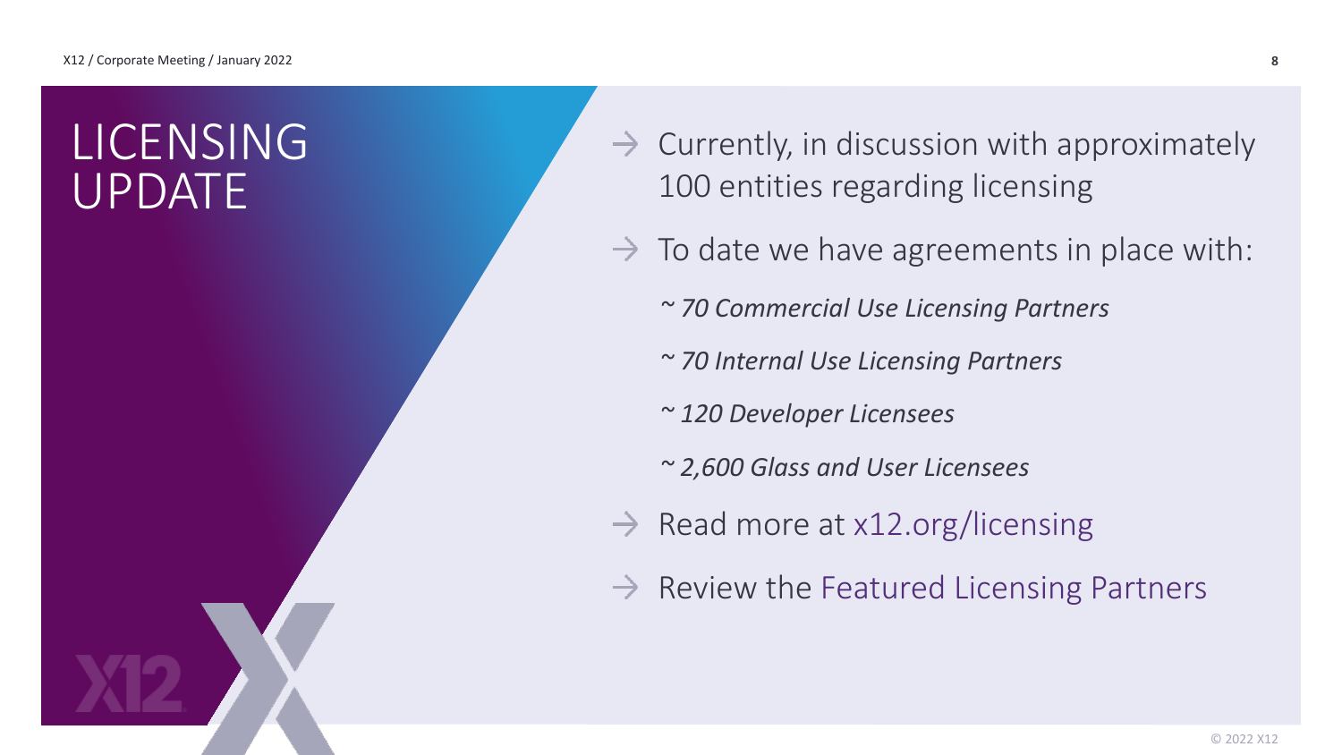# LICENSING UPDATE

- Currently, in discussion with approximately 100 entities regarding licensing
- To date we have agreements in place with:
  - *~ 70 Commercial Use Licensing Partners*
  - *~ 70 Internal Use Licensing Partners*
  - *~ 120 Developer Licensees*
  - *~ 2,600 Glass and User Licensees*
- Read more at x12.org/licensing
- Review the Featured Licensing Partners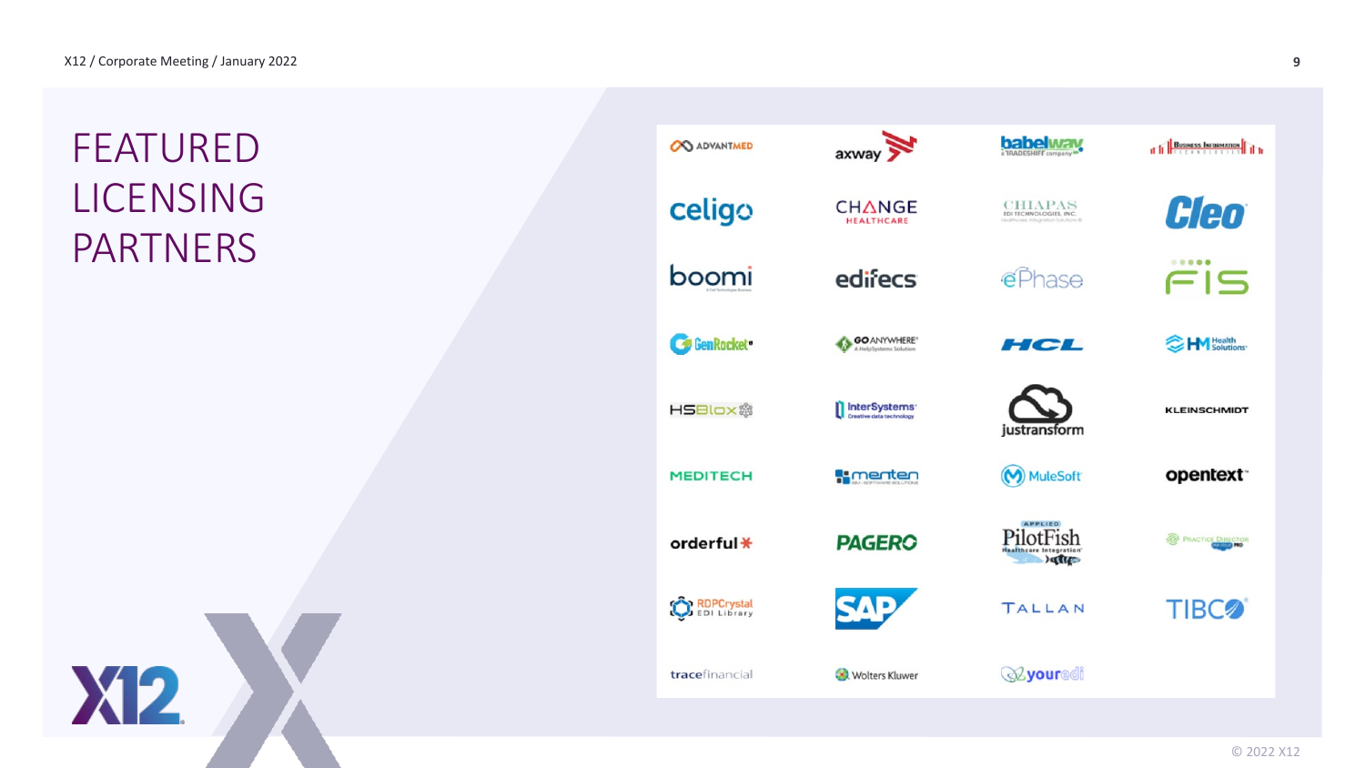# FEATURED LICENSING PARTNERS

| | | | |
|---|---|---|---|
| ADVANTMED | axway | babelway (a TRADESHIFT company) | Business Information Technologies |
| celigo | CHANGE HEALTHCARE | CHIAPAS EDI TECHNOLOGIES, INC. | Cleo |
| boomi | edifecs | ePhase | FIS |
| GenRocket | GOANYWHERE (A HelpSystems Solution) | HCL | HM Health Solutions |
| HSBlox | InterSystems (Creative data technology) | justransform | KLEINSCHMIDT |
| MEDITECH | menten | MuleSoft | opentext |
| orderful | PAGERO | APPLIED PilotFish Healthcare Integration | Practice Director |
| RDPCrystal EDI Library | SAP | TALLAN | TIBCO |
| tracefinancial | Wolters Kluwer | youredi | |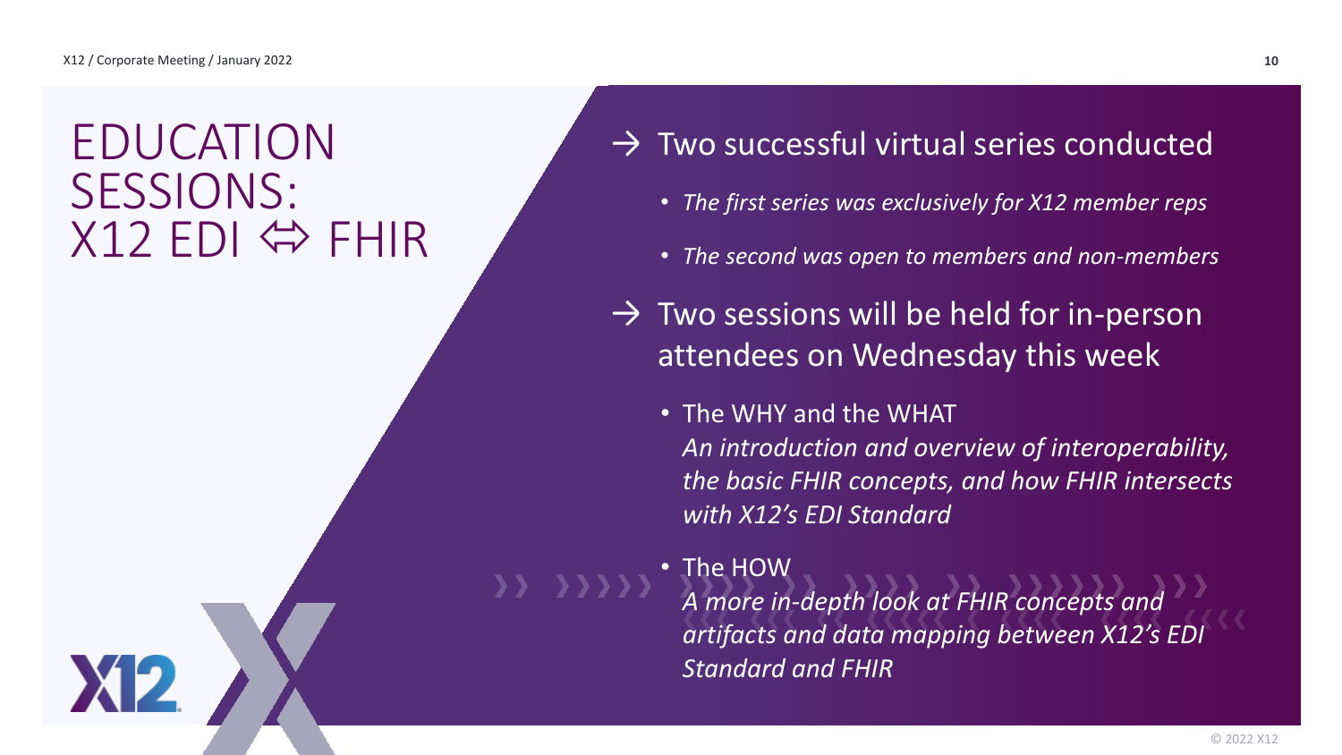# EDUCATION SESSIONS: X12 EDI ⇔ FHIR

→ Two successful virtual series conducted

- *The first series was exclusively for X12 member reps*
- *The second was open to members and non-members*

→ Two sessions will be held for in-person attendees on Wednesday this week

- The WHY and the WHAT
  *An introduction and overview of interoperability, the basic FHIR concepts, and how FHIR intersects with X12's EDI Standard*
- The HOW
  *A more in-depth look at FHIR concepts and artifacts and data mapping between X12's EDI Standard and FHIR*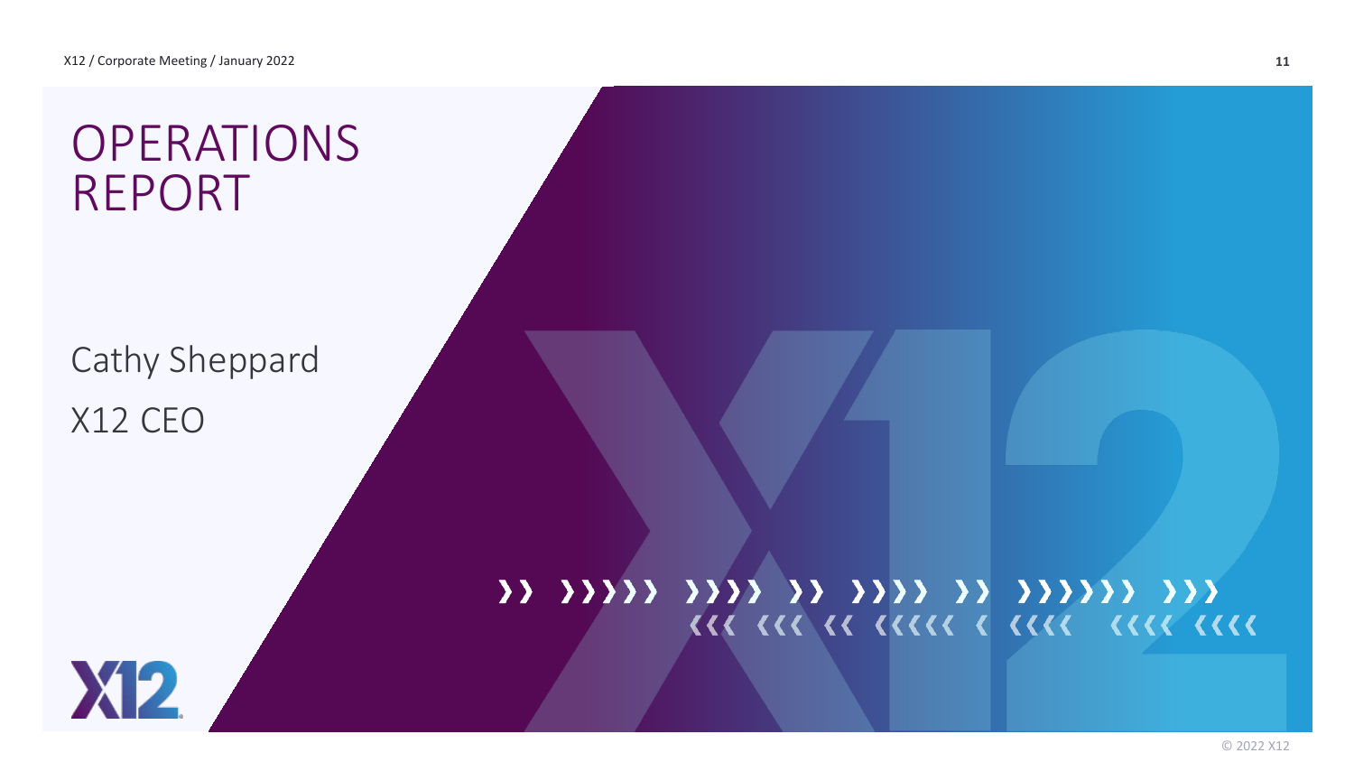# OPERATIONS REPORT

Cathy Sheppard

X12 CEO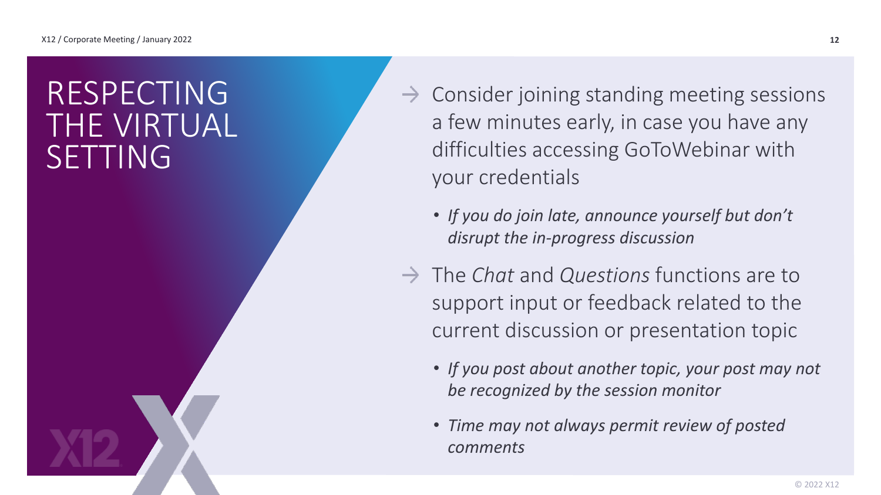# RESPECTING THE VIRTUAL SETTING

- Consider joining standing meeting sessions a few minutes early, in case you have any difficulties accessing GoToWebinar with your credentials
  - *If you do join late, announce yourself but don't disrupt the in-progress discussion*
- The *Chat* and *Questions* functions are to support input or feedback related to the current discussion or presentation topic
  - *If you post about another topic, your post may not be recognized by the session monitor*
  - *Time may not always permit review of posted comments*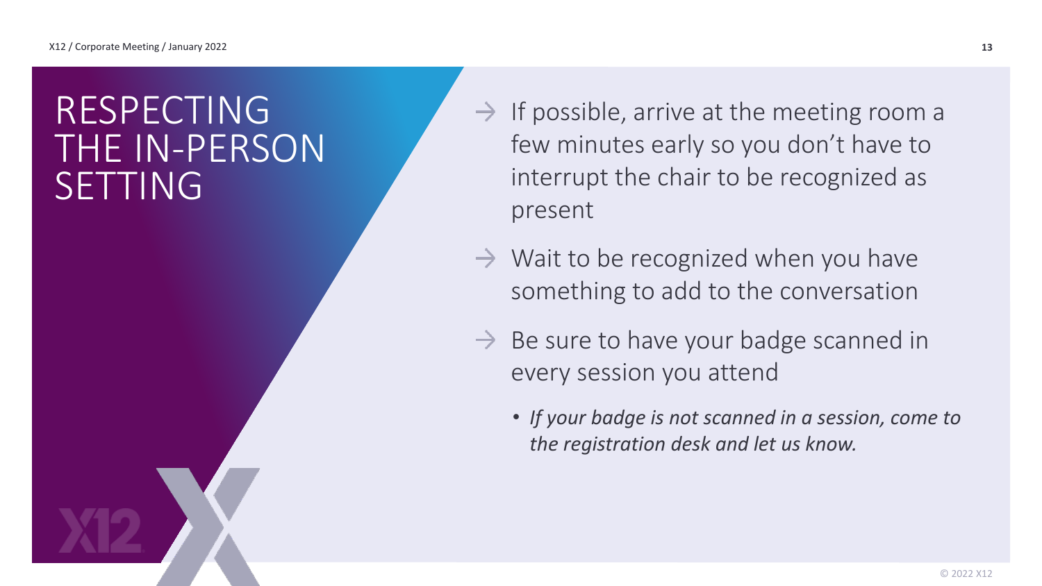# RESPECTING THE IN-PERSON SETTING

- If possible, arrive at the meeting room a few minutes early so you don't have to interrupt the chair to be recognized as present
- Wait to be recognized when you have something to add to the conversation
- Be sure to have your badge scanned in every session you attend
  - *If your badge is not scanned in a session, come to the registration desk and let us know.*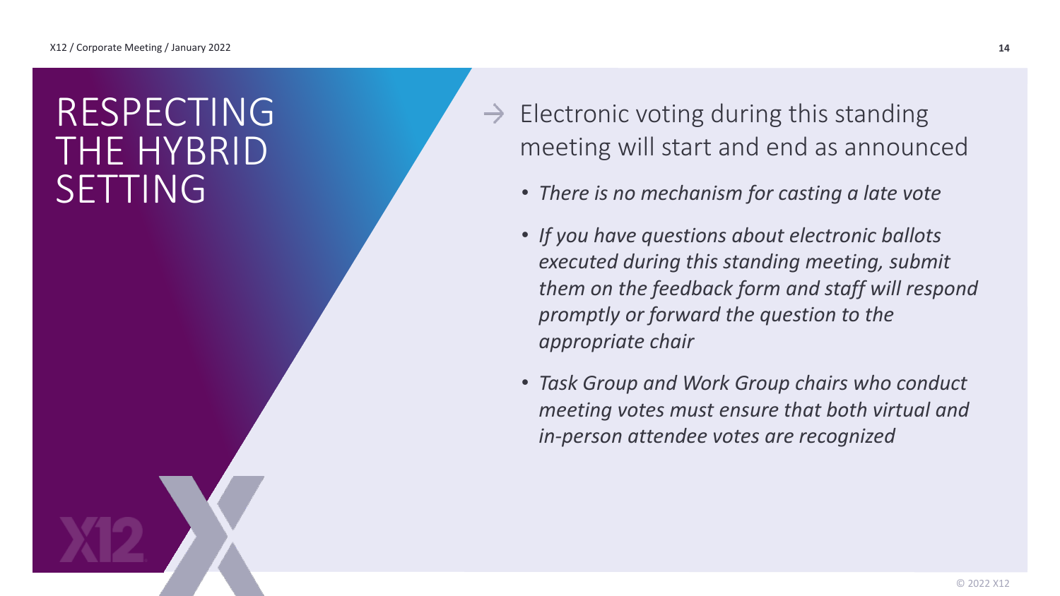# RESPECTING THE HYBRID SETTING

- Electronic voting during this standing meeting will start and end as announced
  - *There is no mechanism for casting a late vote*
  - *If you have questions about electronic ballots executed during this standing meeting, submit them on the feedback form and staff will respond promptly or forward the question to the appropriate chair*
  - *Task Group and Work Group chairs who conduct meeting votes must ensure that both virtual and in-person attendee votes are recognized*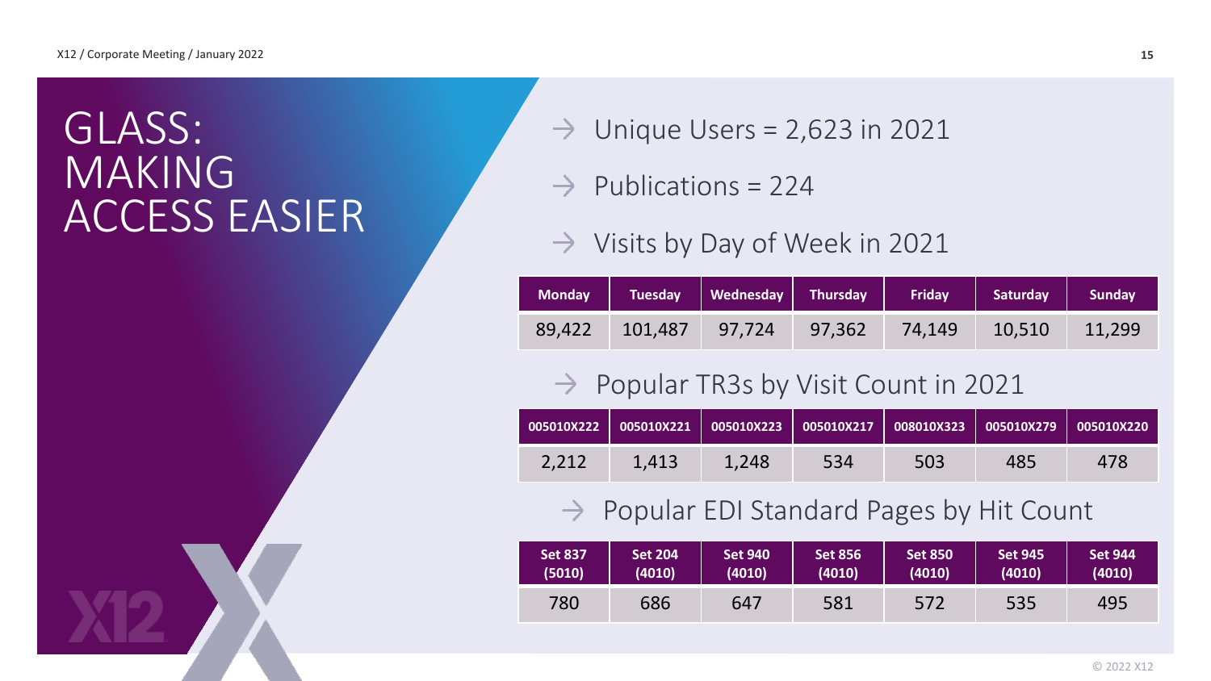# GLASS: MAKING ACCESS EASIER

- Unique Users = 2,623 in 2021
- Publications = 224
- Visits by Day of Week in 2021

| Monday | Tuesday | Wednesday | Thursday | Friday | Saturday | Sunday |
|---|---|---|---|---|---|---|
| 89,422 | 101,487 | 97,724 | 97,362 | 74,149 | 10,510 | 11,299 |

- Popular TR3s by Visit Count in 2021

| 005010X222 | 005010X221 | 005010X223 | 005010X217 | 008010X323 | 005010X279 | 005010X220 |
|---|---|---|---|---|---|---|
| 2,212 | 1,413 | 1,248 | 534 | 503 | 485 | 478 |

- Popular EDI Standard Pages by Hit Count

| Set 837 (5010) | Set 204 (4010) | Set 940 (4010) | Set 856 (4010) | Set 850 (4010) | Set 945 (4010) | Set 944 (4010) |
|---|---|---|---|---|---|---|
| 780 | 686 | 647 | 581 | 572 | 535 | 495 |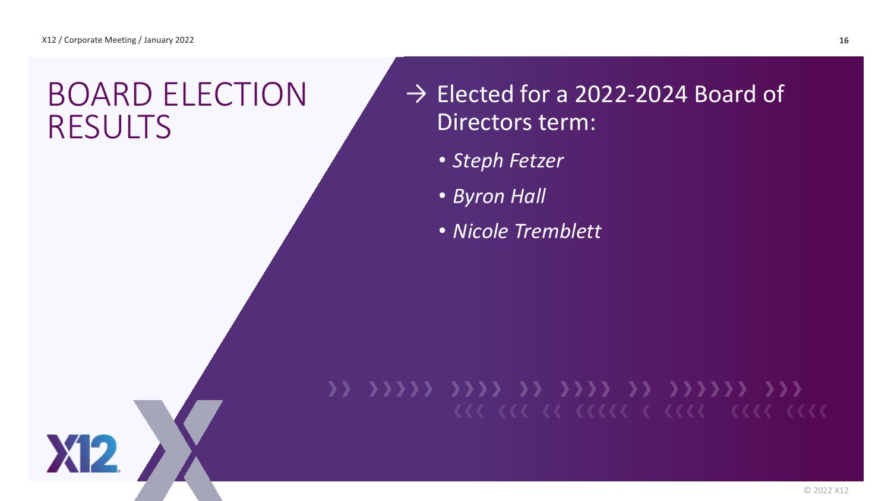# BOARD ELECTION RESULTS

→ Elected for a 2022-2024 Board of Directors term:

- *Steph Fetzer*
- *Byron Hall*
- *Nicole Tremblett*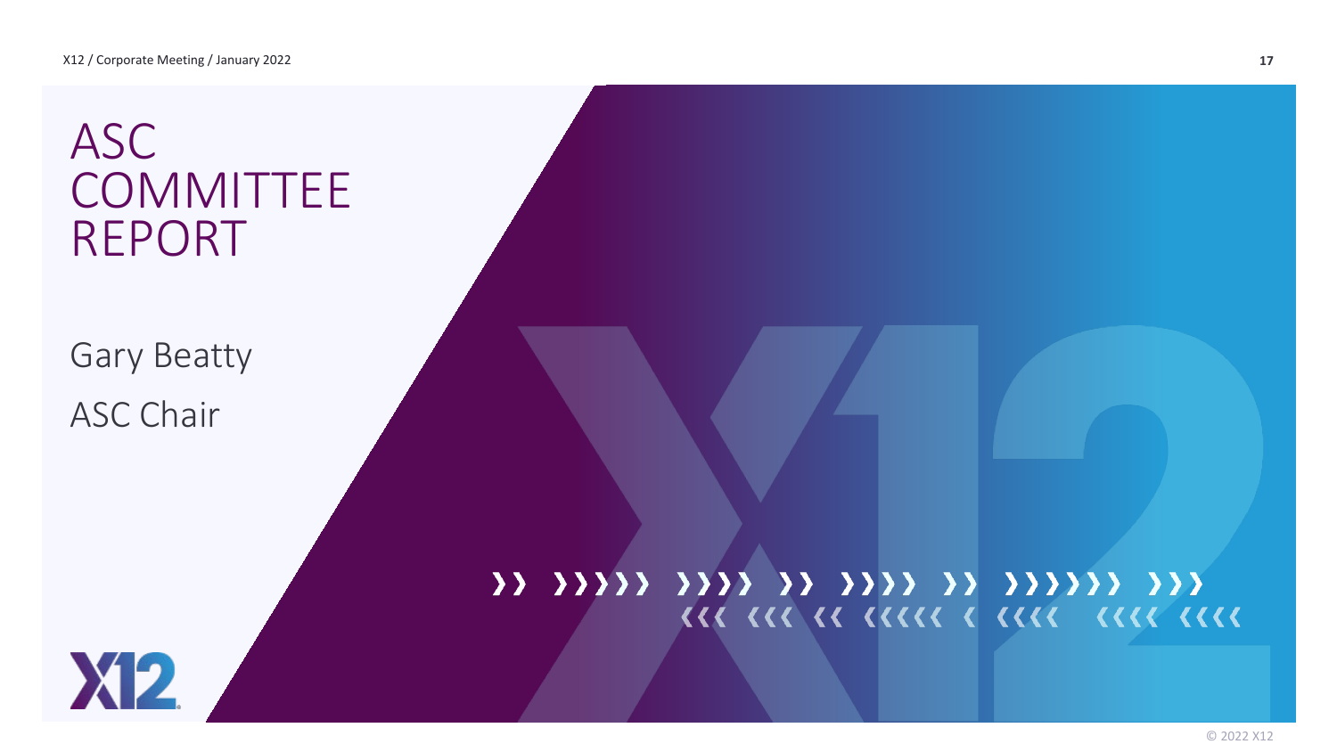# ASC COMMITTEE REPORT

Gary Beatty

ASC Chair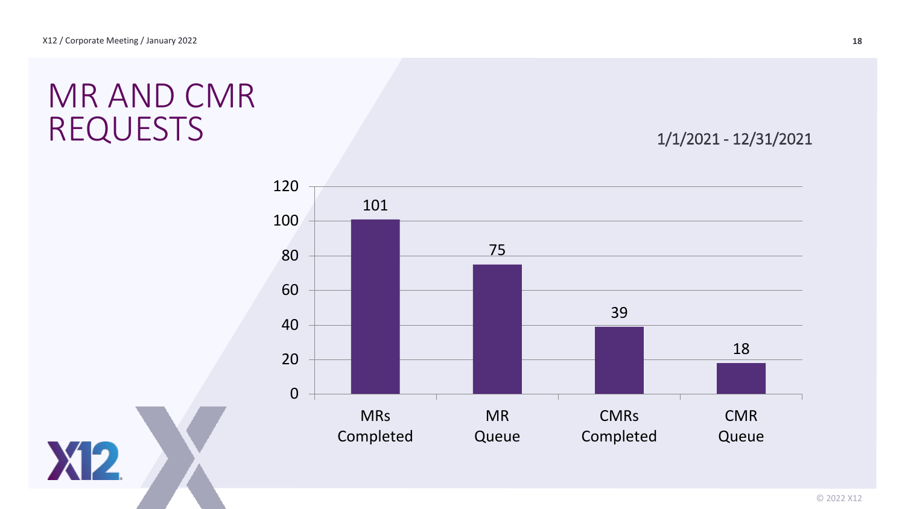# MR AND CMR REQUESTS

1/1/2021 - 12/31/2021

| Category | Count |
| --- | --- |
| MRs Completed | 101 |
| MR Queue | 75 |
| CMRs Completed | 39 |
| CMR Queue | 18 |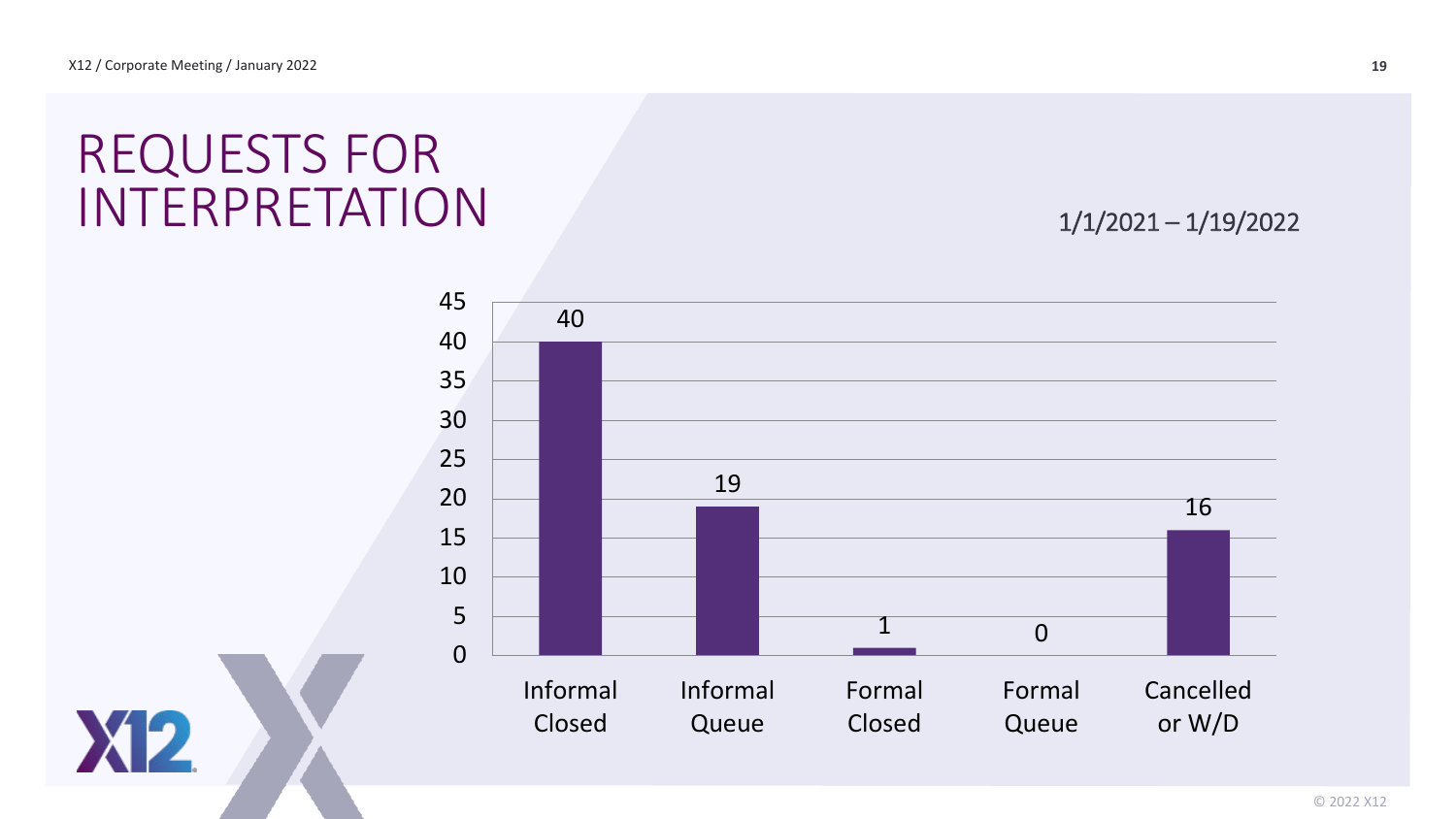# REQUESTS FOR INTERPRETATION

1/1/2021 – 1/19/2022

| Category | Count |
|---|---|
| Informal Closed | 40 |
| Informal Queue | 19 |
| Formal Closed | 1 |
| Formal Queue | 0 |
| Cancelled or W/D | 16 |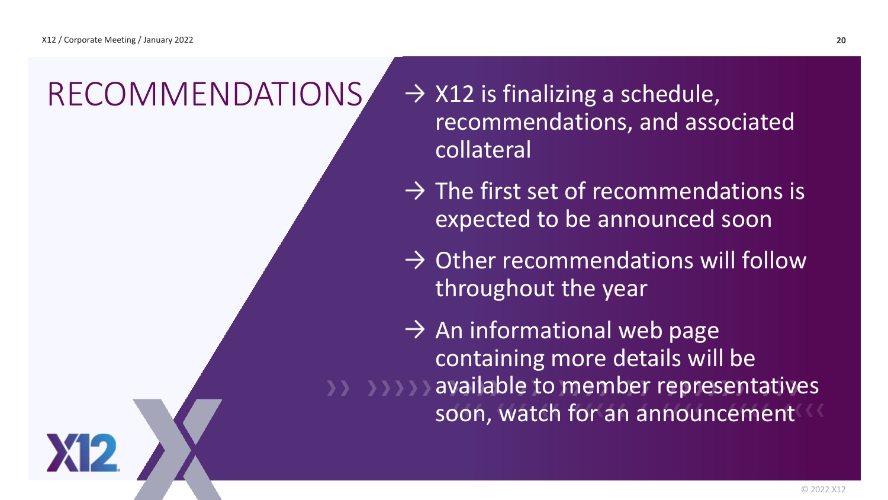# RECOMMENDATIONS

→ X12 is finalizing a schedule, recommendations, and associated collateral

→ The first set of recommendations is expected to be announced soon

→ Other recommendations will follow throughout the year

→ An informational web page containing more details will be available to member representatives soon, watch for an announcement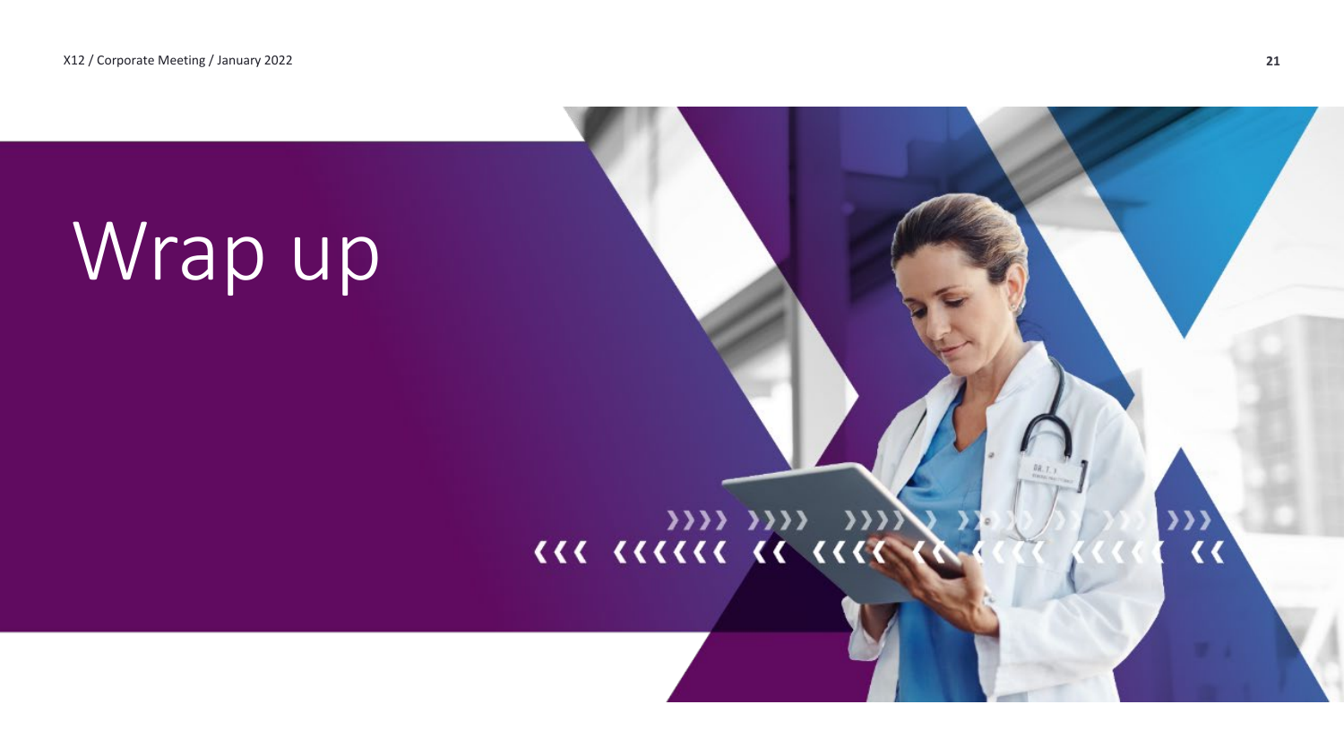# Wrap up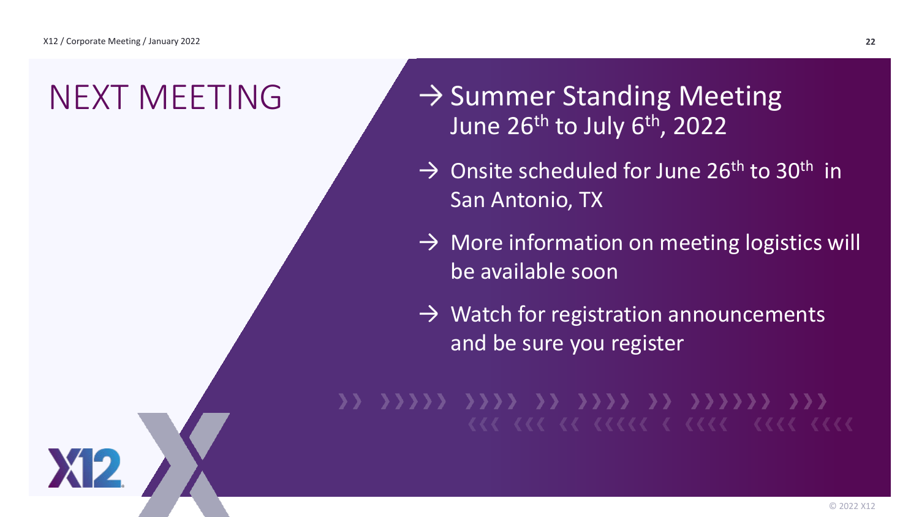# NEXT MEETING

- → Summer Standing Meeting
  June 26th to July 6th, 2022
- → Onsite scheduled for June 26th to 30th in San Antonio, TX
- → More information on meeting logistics will be available soon
- → Watch for registration announcements and be sure you register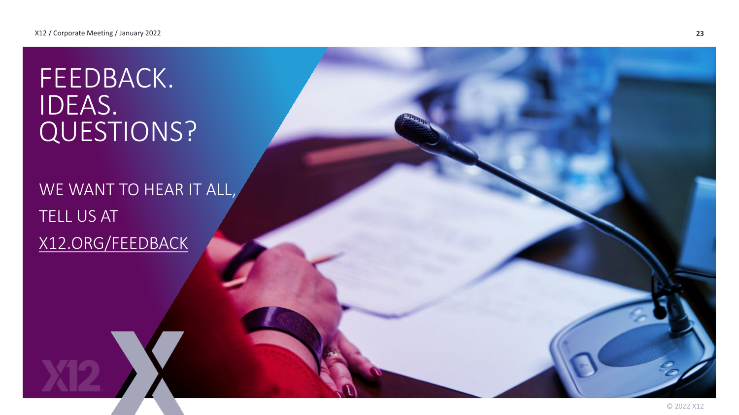# FEEDBACK. IDEAS. QUESTIONS?

WE WANT TO HEAR IT ALL, TELL US AT X12.ORG/FEEDBACK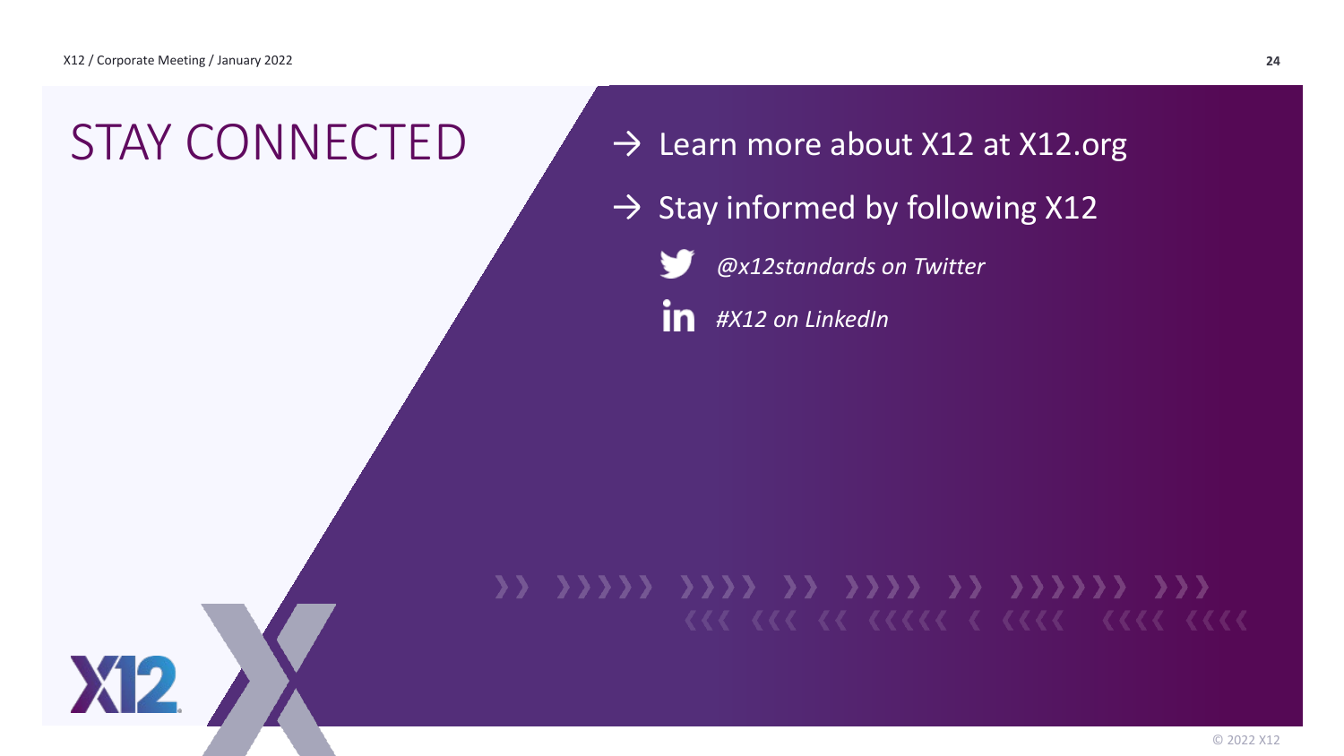# STAY CONNECTED

→ Learn more about X12 at X12.org

→ Stay informed by following X12

- *@x12standards on Twitter*
- *#X12 on LinkedIn*

© 2022 X12